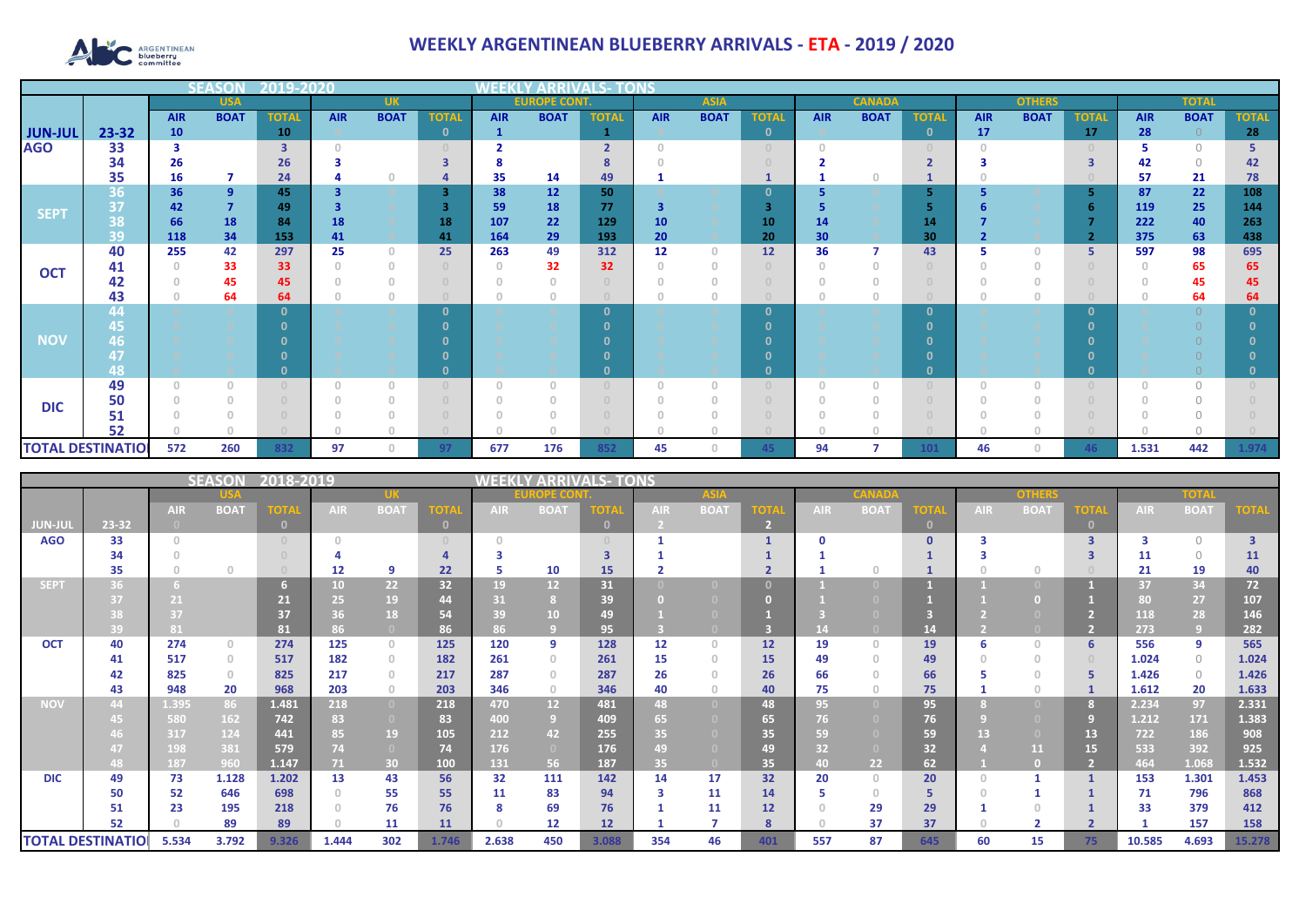# WEEKLY ARGENTINEAN BLUEBERRY ARRIVALS - ETA - 2019 / 2020

## SEASON 2019-2020 — WEEKLY ARRIVALS- TONS

| | | USA | | | UK | | | EUROPE CONT. | | | ASIA | | | CANADA | | | OTHERS | | | TOTAL | | |
|---|---|---|---|---|---|---|---|---|---|---|---|---|---|---|---|---|---|---|---|---|---|---|
| | | AIR | BOAT | TOTAL | AIR | BOAT | TOTAL | AIR | BOAT | TOTAL | AIR | BOAT | TOTAL | AIR | BOAT | TOTAL | AIR | BOAT | TOTAL | AIR | BOAT | TOTAL |
| JUN-JUL | 23-32 | 10 | | 10 | 0 | | 0 | 1 | | 1 | 0 | | 0 | 0 | | 0 | 17 | | 17 | 28 | 0 | 28 |
| AGO | 33 | 3 | | 3 | 0 | | 0 | 2 | | 2 | 0 | | 0 | 0 | | 0 | 0 | | 0 | 5 | 0 | 5 |
| | 34 | 26 | | 26 | 3 | | 3 | 8 | | 8 | 0 | | 0 | 2 | | 2 | 3 | | 3 | 42 | 0 | 42 |
| | 35 | 16 | 7 | 24 | 4 | 0 | 4 | 35 | 14 | 49 | 1 | | 1 | 1 | 0 | 1 | 0 | | 0 | 57 | 21 | 78 |
| SEPT | 36 | 36 | 9 | 45 | 3 | 0 | 3 | 38 | 12 | 50 | 0 | 0 | 0 | 5 | 0 | 5 | 5 | 0 | 5 | 87 | 22 | 108 |
| | 37 | 42 | 7 | 49 | 3 | 0 | 3 | 59 | 18 | 77 | 3 | 0 | 3 | 5 | 0 | 5 | 6 | 0 | 6 | 119 | 25 | 144 |
| | 38 | 66 | 18 | 84 | 18 | 0 | 18 | 107 | 22 | 129 | 10 | 0 | 10 | 14 | 0 | 14 | 7 | 0 | 7 | 222 | 40 | 263 |
| | 39 | 118 | 34 | 153 | 41 | 0 | 41 | 164 | 29 | 193 | 20 | 0 | 20 | 30 | 0 | 30 | 2 | 0 | 2 | 375 | 63 | 438 |
| OCT | 40 | 255 | 42 | 297 | 25 | 0 | 25 | 263 | 49 | 312 | 12 | 0 | 12 | 36 | 7 | 43 | 5 | 0 | 5 | 597 | 98 | 695 |
| | 41 | 0 | 33 | 33 | 0 | 0 | 0 | 0 | 32 | 32 | 0 | 0 | 0 | 0 | 0 | 0 | 0 | 0 | 0 | 0 | 65 | 65 |
| | 42 | 0 | 45 | 45 | 0 | 0 | 0 | 0 | 0 | 0 | 0 | 0 | 0 | 0 | 0 | 0 | 0 | 0 | 0 | 0 | 45 | 45 |
| | 43 | 0 | 64 | 64 | 0 | 0 | 0 | 0 | 0 | 0 | 0 | 0 | 0 | 0 | 0 | 0 | 0 | 0 | 0 | 0 | 64 | 64 |
| NOV | 44 | 0 | 0 | 0 | 0 | 0 | 0 | 0 | 0 | 0 | 0 | 0 | 0 | 0 | 0 | 0 | 0 | 0 | 0 | 0 | 0 | 0 |
| | 45 | 0 | 0 | 0 | 0 | 0 | 0 | 0 | 0 | 0 | 0 | 0 | 0 | 0 | 0 | 0 | 0 | 0 | 0 | 0 | 0 | 0 |
| | 46 | 0 | 0 | 0 | 0 | 0 | 0 | 0 | 0 | 0 | 0 | 0 | 0 | 0 | 0 | 0 | 0 | 0 | 0 | 0 | 0 | 0 |
| | 47 | 0 | 0 | 0 | 0 | 0 | 0 | 0 | 0 | 0 | 0 | 0 | 0 | 0 | 0 | 0 | 0 | 0 | 0 | 0 | 0 | 0 |
| | 48 | 0 | 0 | 0 | 0 | 0 | 0 | 0 | 0 | 0 | 0 | 0 | 0 | 0 | 0 | 0 | 0 | 0 | 0 | 0 | 0 | 0 |
| DIC | 49 | 0 | 0 | 0 | 0 | 0 | 0 | 0 | 0 | 0 | 0 | 0 | 0 | 0 | 0 | 0 | 0 | 0 | 0 | 0 | 0 | 0 |
| | 50 | 0 | 0 | 0 | 0 | 0 | 0 | 0 | 0 | 0 | 0 | 0 | 0 | 0 | 0 | 0 | 0 | 0 | 0 | 0 | 0 | 0 |
| | 51 | 0 | 0 | 0 | 0 | 0 | 0 | 0 | 0 | 0 | 0 | 0 | 0 | 0 | 0 | 0 | 0 | 0 | 0 | 0 | 0 | 0 |
| | 52 | 0 | 0 | 0 | 0 | 0 | 0 | 0 | 0 | 0 | 0 | 0 | 0 | 0 | 0 | 0 | 0 | 0 | 0 | 0 | 0 | 0 |
| TOTAL DESTINATIO | | 572 | 260 | 832 | 97 | 0 | 97 | 677 | 176 | 852 | 45 | 0 | 45 | 94 | 7 | 101 | 46 | 0 | 46 | 1.531 | 442 | 1.974 |

## SEASON 2018-2019 — WEEKLY ARRIVALS- TONS

| | | USA | | | UK | | | EUROPE CONT. | | | ASIA | | | CANADA | | | OTHERS | | | TOTAL | | |
|---|---|---|---|---|---|---|---|---|---|---|---|---|---|---|---|---|---|---|---|---|---|---|
| | | AIR | BOAT | TOTAL | AIR | BOAT | TOTAL | AIR | BOAT | TOTAL | AIR | BOAT | TOTAL | AIR | BOAT | TOTAL | AIR | BOAT | TOTAL | AIR | BOAT | TOTAL |
| JUN-JUL | 23-32 | 0 | | 0 | | | 0 | | | 0 | 2 | | 2 | | | 0 | | | 0 | | | |
| AGO | 33 | 0 | | 0 | 0 | | 0 | 0 | | 0 | 1 | | 1 | 0 | | 0 | 3 | | 3 | 3 | 0 | 3 |
| | 34 | 0 | | 0 | 4 | | 4 | 3 | | 3 | 1 | | 1 | 1 | | 1 | 3 | | 3 | 11 | 0 | 11 |
| | 35 | 0 | 0 | 0 | 12 | 9 | 22 | 5 | 10 | 15 | 2 | | 2 | 1 | 0 | 1 | 0 | 0 | 0 | 21 | 19 | 40 |
| SEPT | 36 | 6 | | 6 | 10 | 22 | 32 | 19 | 12 | 31 | 0 | 0 | 0 | 1 | 0 | 1 | 1 | 0 | 1 | 37 | 34 | 72 |
| | 37 | 21 | | 21 | 25 | 19 | 44 | 31 | 8 | 39 | 0 | 0 | 0 | 1 | 0 | 1 | 1 | 0 | 1 | 80 | 27 | 107 |
| | 38 | 37 | | 37 | 36 | 18 | 54 | 39 | 10 | 49 | 1 | 0 | 1 | 3 | 0 | 3 | 2 | 0 | 2 | 118 | 28 | 146 |
| | 39 | 81 | | 81 | 86 | 0 | 86 | 86 | 9 | 95 | 3 | 0 | 3 | 14 | 0 | 14 | 2 | 0 | 2 | 273 | 9 | 282 |
| OCT | 40 | 274 | 0 | 274 | 125 | 0 | 125 | 120 | 9 | 128 | 12 | 0 | 12 | 19 | 0 | 19 | 6 | 0 | 6 | 556 | 9 | 565 |
| | 41 | 517 | 0 | 517 | 182 | 0 | 182 | 261 | 0 | 261 | 15 | 0 | 15 | 49 | 0 | 49 | 0 | 0 | 0 | 1.024 | 0 | 1.024 |
| | 42 | 825 | 0 | 825 | 217 | 0 | 217 | 287 | 0 | 287 | 26 | 0 | 26 | 66 | 0 | 66 | 5 | 0 | 5 | 1.426 | 0 | 1.426 |
| | 43 | 948 | 20 | 968 | 203 | 0 | 203 | 346 | 0 | 346 | 40 | 0 | 40 | 75 | 0 | 75 | 1 | 0 | 1 | 1.612 | 20 | 1.633 |
| NOV | 44 | 1.395 | 86 | 1.481 | 218 | 0 | 218 | 470 | 12 | 481 | 48 | 0 | 48 | 95 | 0 | 95 | 8 | 0 | 8 | 2.234 | 97 | 2.331 |
| | 45 | 580 | 162 | 742 | 83 | 0 | 83 | 400 | 9 | 409 | 65 | 0 | 65 | 76 | 0 | 76 | 9 | 0 | 9 | 1.212 | 171 | 1.383 |
| | 46 | 317 | 124 | 441 | 85 | 19 | 105 | 212 | 42 | 255 | 35 | 0 | 35 | 59 | 0 | 59 | 13 | 0 | 13 | 722 | 186 | 908 |
| | 47 | 198 | 381 | 579 | 74 | 0 | 74 | 176 | 0 | 176 | 49 | 0 | 49 | 32 | 0 | 32 | 4 | 11 | 15 | 533 | 392 | 925 |
| | 48 | 187 | 960 | 1.147 | 71 | 30 | 100 | 131 | 56 | 187 | 35 | 0 | 35 | 40 | 22 | 62 | 1 | 0 | 2 | 464 | 1.068 | 1.532 |
| DIC | 49 | 73 | 1.128 | 1.202 | 13 | 43 | 56 | 32 | 111 | 142 | 14 | 17 | 32 | 20 | 0 | 20 | 0 | 1 | 1 | 153 | 1.301 | 1.453 |
| | 50 | 52 | 646 | 698 | 0 | 55 | 55 | 11 | 83 | 94 | 3 | 11 | 14 | 5 | 0 | 5 | 0 | 1 | 1 | 71 | 796 | 868 |
| | 51 | 23 | 195 | 218 | 0 | 76 | 76 | 8 | 69 | 76 | 1 | 11 | 12 | 0 | 29 | 29 | 1 | 0 | 1 | 33 | 379 | 412 |
| | 52 | 0 | 89 | 89 | 0 | 11 | 11 | 0 | 12 | 12 | 1 | 7 | 8 | 0 | 37 | 37 | 0 | 2 | 2 | 1 | 157 | 158 |
| TOTAL DESTINATIO | | 5.534 | 3.792 | 9.326 | 1.444 | 302 | 1.746 | 2.638 | 450 | 3.088 | 354 | 46 | 401 | 557 | 87 | 645 | 60 | 15 | 75 | 10.585 | 4.693 | 15.278 |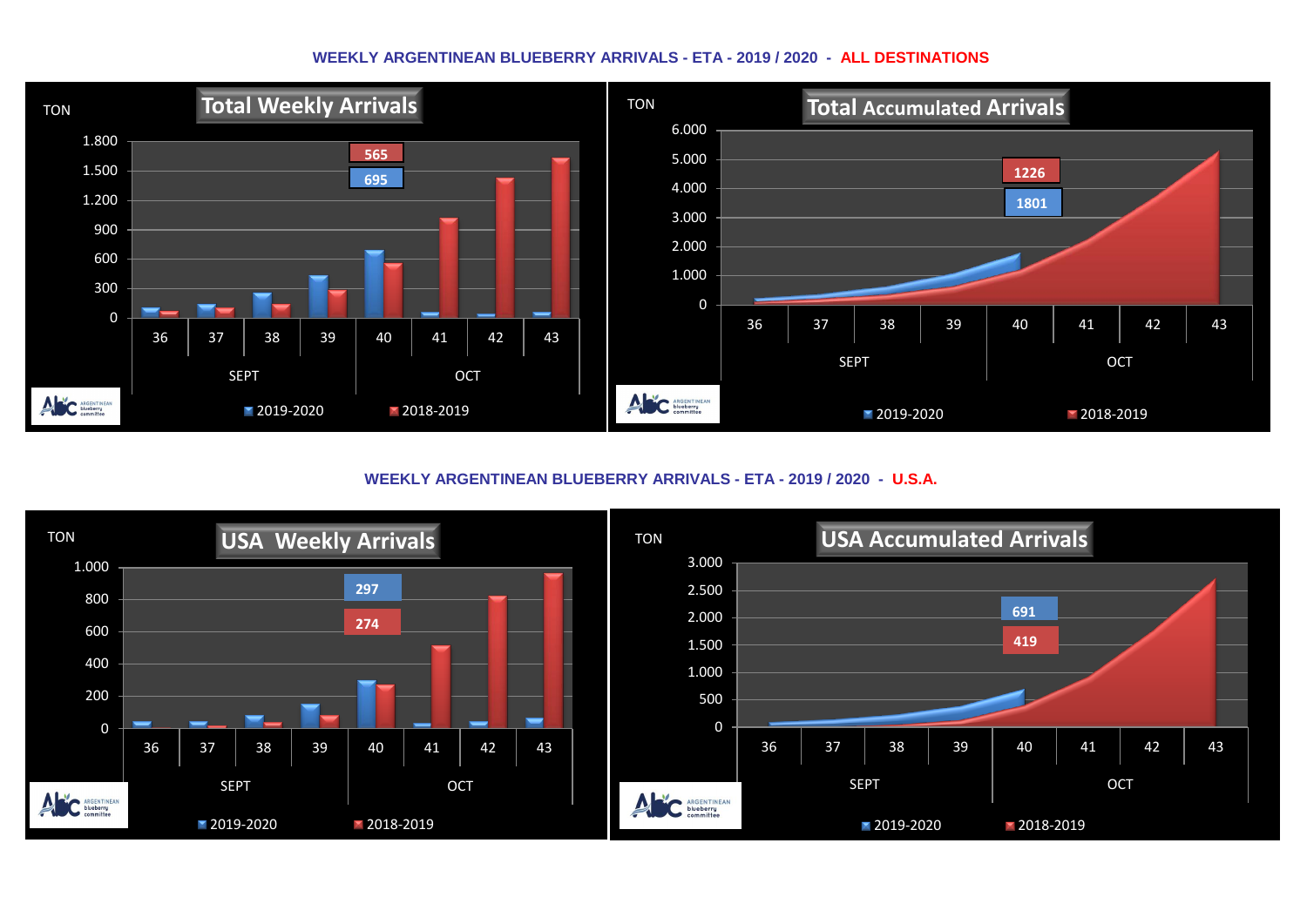## WEEKLY ARGENTINEAN BLUEBERRY ARRIVALS - ETA - 2019 / 2020 - ALL DESTINATIONS

**Total Weekly Arrivals**

TON

565

695

SEPT | OCT

36 37 38 39 40 41 42 43

2019-2020 | 2018-2019

**Total Accumulated Arrivals**

TON

1226

1801

SEPT | OCT

36 37 38 39 40 41 42 43

2019-2020 | 2018-2019

## WEEKLY ARGENTINEAN BLUEBERRY ARRIVALS - ETA - 2019 / 2020 - U.S.A.

**USA Weekly Arrivals**

TON

297

274

SEPT | OCT

36 37 38 39 40 41 42 43

2019-2020 | 2018-2019

**USA Accumulated Arrivals**

TON

691

419

SEPT | OCT

36 37 38 39 40 41 42 43

2019-2020 | 2018-2019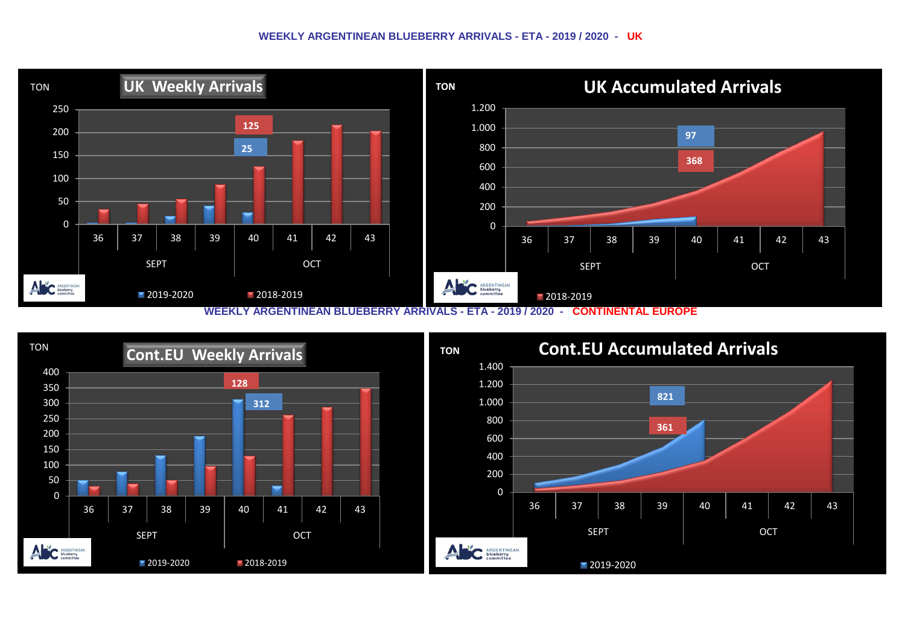## WEEKLY ARGENTINEAN BLUEBERRY ARRIVALS - ETA - 2019 / 2020 - UK

**UK Weekly Arrivals**

TON

250
200
150
100
50
0

125
25

36 37 38 39 40 41 42 43

SEPT OCT

2019-2020 2018-2019

**UK Accumulated Arrivals**

TON

1.200
1.000
800
600
400
200
0

97
368

36 37 38 39 40 41 42 43

SEPT OCT

2018-2019

## WEEKLY ARGENTINEAN BLUEBERRY ARRIVALS - ETA - 2019 / 2020 - CONTINENTAL EUROPE

**Cont.EU Weekly Arrivals**

TON

400
350
300
250
200
150
100
50
0

128
312

36 37 38 39 40 41 42 43

SEPT OCT

2019-2020 2018-2019

**Cont.EU Accumulated Arrivals**

TON

1.400
1.200
1.000
800
600
400
200
0

821
361

36 37 38 39 40 41 42 43

SEPT OCT

2019-2020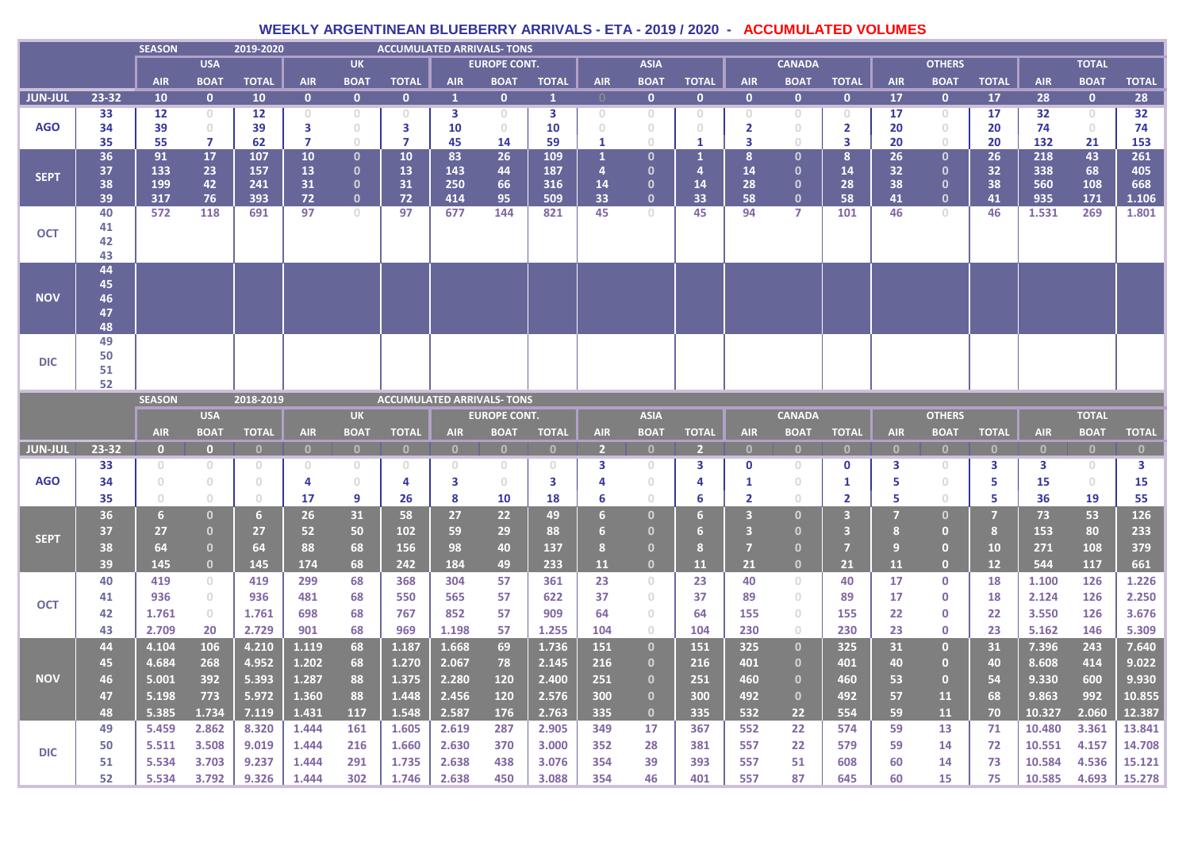# WEEKLY ARGENTINEAN BLUEBERRY ARRIVALS - ETA - 2019 / 2020 - ACCUMULATED VOLUMES

| | | SEASON 2019-2020 | ACCUMULATED ARRIVALS- TONS | | | | | | | | | | | | | | | | | | | |
|---|---|---|---|---|---|---|---|---|---|---|---|---|---|---|---|---|---|---|---|---|---|---|
| | | USA | | | UK | | | EUROPE CONT. | | | ASIA | | | CANADA | | | OTHERS | | | TOTAL | | |
| | | AIR | BOAT | TOTAL | AIR | BOAT | TOTAL | AIR | BOAT | TOTAL | AIR | BOAT | TOTAL | AIR | BOAT | TOTAL | AIR | BOAT | TOTAL | AIR | BOAT | TOTAL |
| JUN-JUL | 23-32 | 10 | 0 | 10 | 0 | 0 | 0 | 1 | 0 | 1 | 0 | 0 | 0 | 0 | 0 | 0 | 17 | 0 | 17 | 28 | 0 | 28 |
| AGO | 33 | 12 | 0 | 12 | 0 | 0 | 0 | 3 | 0 | 3 | 0 | 0 | 0 | 0 | 0 | 0 | 17 | 0 | 17 | 32 | 0 | 32 |
| | 34 | 39 | 0 | 39 | 3 | 0 | 3 | 10 | 0 | 10 | 0 | 0 | 0 | 2 | 0 | 2 | 20 | 0 | 20 | 74 | 0 | 74 |
| | 35 | 55 | 7 | 62 | 7 | 0 | 7 | 45 | 14 | 59 | 1 | 0 | 1 | 3 | 0 | 3 | 20 | 0 | 20 | 132 | 21 | 153 |
| SEPT | 36 | 91 | 17 | 107 | 10 | 0 | 10 | 83 | 26 | 109 | 1 | 0 | 1 | 8 | 0 | 8 | 26 | 0 | 26 | 218 | 43 | 261 |
| | 37 | 133 | 23 | 157 | 13 | 0 | 13 | 143 | 44 | 187 | 4 | 0 | 4 | 14 | 0 | 14 | 32 | 0 | 32 | 338 | 68 | 405 |
| | 38 | 199 | 42 | 241 | 31 | 0 | 31 | 250 | 66 | 316 | 14 | 0 | 14 | 28 | 0 | 28 | 38 | 0 | 38 | 560 | 108 | 668 |
| | 39 | 317 | 76 | 393 | 72 | 0 | 72 | 414 | 95 | 509 | 33 | 0 | 33 | 58 | 0 | 58 | 41 | 0 | 41 | 935 | 171 | 1.106 |
| OCT | 40 | 572 | 118 | 691 | 97 | 0 | 97 | 677 | 144 | 821 | 45 | 0 | 45 | 94 | 7 | 101 | 46 | 0 | 46 | 1.531 | 269 | 1.801 |
| | 41 | | | | | | | | | | | | | | | | | | | | | |
| | 42 | | | | | | | | | | | | | | | | | | | | | |
| | 43 | | | | | | | | | | | | | | | | | | | | | |
| NOV | 44 | | | | | | | | | | | | | | | | | | | | | |
| | 45 | | | | | | | | | | | | | | | | | | | | | |
| | 46 | | | | | | | | | | | | | | | | | | | | | |
| | 47 | | | | | | | | | | | | | | | | | | | | | |
| | 48 | | | | | | | | | | | | | | | | | | | | | |
| DIC | 49 | | | | | | | | | | | | | | | | | | | | | |
| | 50 | | | | | | | | | | | | | | | | | | | | | |
| | 51 | | | | | | | | | | | | | | | | | | | | | |
| | 52 | | | | | | | | | | | | | | | | | | | | | |

| | | SEASON 2018-2019 | ACCUMULATED ARRIVALS- TONS | | | | | | | | | | | | | | | | | | | |
|---|---|---|---|---|---|---|---|---|---|---|---|---|---|---|---|---|---|---|---|---|---|---|
| | | USA | | | UK | | | EUROPE CONT. | | | ASIA | | | CANADA | | | OTHERS | | | TOTAL | | |
| | | AIR | BOAT | TOTAL | AIR | BOAT | TOTAL | AIR | BOAT | TOTAL | AIR | BOAT | TOTAL | AIR | BOAT | TOTAL | AIR | BOAT | TOTAL | AIR | BOAT | TOTAL |
| JUN-JUL | 23-32 | 0 | 0 | 0 | 0 | 0 | 0 | 0 | 0 | 0 | 2 | 0 | 2 | 0 | 0 | 0 | 0 | 0 | 0 | 0 | 0 | 0 |
| AGO | 33 | 0 | 0 | 0 | 0 | 0 | 0 | 0 | 0 | 0 | 3 | 0 | 3 | 0 | 0 | 0 | 3 | 0 | 3 | 3 | 0 | 3 |
| | 34 | 0 | 0 | 0 | 4 | 0 | 4 | 3 | 0 | 3 | 4 | 0 | 4 | 1 | 0 | 1 | 5 | 0 | 5 | 15 | 0 | 15 |
| | 35 | 0 | 0 | 0 | 17 | 9 | 26 | 8 | 10 | 18 | 6 | 0 | 6 | 2 | 0 | 2 | 5 | 0 | 5 | 36 | 19 | 55 |
| SEPT | 36 | 6 | 0 | 6 | 26 | 31 | 58 | 27 | 22 | 49 | 6 | 0 | 6 | 3 | 0 | 3 | 7 | 0 | 7 | 73 | 53 | 126 |
| | 37 | 27 | 0 | 27 | 52 | 50 | 102 | 59 | 29 | 88 | 6 | 0 | 6 | 3 | 0 | 3 | 8 | 0 | 8 | 153 | 80 | 233 |
| | 38 | 64 | 0 | 64 | 88 | 68 | 156 | 98 | 40 | 137 | 8 | 0 | 8 | 7 | 0 | 7 | 9 | 0 | 10 | 271 | 108 | 379 |
| | 39 | 145 | 0 | 145 | 174 | 68 | 242 | 184 | 49 | 233 | 11 | 0 | 11 | 21 | 0 | 21 | 11 | 0 | 12 | 544 | 117 | 661 |
| OCT | 40 | 419 | 0 | 419 | 299 | 68 | 368 | 304 | 57 | 361 | 23 | 0 | 23 | 40 | 0 | 40 | 17 | 0 | 18 | 1.100 | 126 | 1.226 |
| | 41 | 936 | 0 | 936 | 481 | 68 | 550 | 565 | 57 | 622 | 37 | 0 | 37 | 89 | 0 | 89 | 17 | 0 | 18 | 2.124 | 126 | 2.250 |
| | 42 | 1.761 | 0 | 1.761 | 698 | 68 | 767 | 852 | 57 | 909 | 64 | 0 | 64 | 155 | 0 | 155 | 22 | 0 | 22 | 3.550 | 126 | 3.676 |
| | 43 | 2.709 | 20 | 2.729 | 901 | 68 | 969 | 1.198 | 57 | 1.255 | 104 | 0 | 104 | 230 | 0 | 230 | 23 | 0 | 23 | 5.162 | 146 | 5.309 |
| NOV | 44 | 4.104 | 106 | 4.210 | 1.119 | 68 | 1.187 | 1.668 | 69 | 1.736 | 151 | 0 | 151 | 325 | 0 | 325 | 31 | 0 | 31 | 7.396 | 243 | 7.640 |
| | 45 | 4.684 | 268 | 4.952 | 1.202 | 68 | 1.270 | 2.067 | 78 | 2.145 | 216 | 0 | 216 | 401 | 0 | 401 | 40 | 0 | 40 | 8.608 | 414 | 9.022 |
| | 46 | 5.001 | 392 | 5.393 | 1.287 | 88 | 1.375 | 2.280 | 120 | 2.400 | 251 | 0 | 251 | 460 | 0 | 460 | 53 | 0 | 54 | 9.330 | 600 | 9.930 |
| | 47 | 5.198 | 773 | 5.972 | 1.360 | 88 | 1.448 | 2.456 | 120 | 2.576 | 300 | 0 | 300 | 492 | 0 | 492 | 57 | 11 | 68 | 9.863 | 992 | 10.855 |
| | 48 | 5.385 | 1.734 | 7.119 | 1.431 | 117 | 1.548 | 2.587 | 176 | 2.763 | 335 | 0 | 335 | 532 | 22 | 554 | 59 | 11 | 70 | 10.327 | 2.060 | 12.387 |
| DIC | 49 | 5.459 | 2.862 | 8.320 | 1.444 | 161 | 1.605 | 2.619 | 287 | 2.905 | 349 | 17 | 367 | 552 | 22 | 574 | 59 | 13 | 71 | 10.480 | 3.361 | 13.841 |
| | 50 | 5.511 | 3.508 | 9.019 | 1.444 | 216 | 1.660 | 2.630 | 370 | 3.000 | 352 | 28 | 381 | 557 | 22 | 579 | 59 | 14 | 72 | 10.551 | 4.157 | 14.708 |
| | 51 | 5.534 | 3.703 | 9.237 | 1.444 | 291 | 1.735 | 2.638 | 438 | 3.076 | 354 | 39 | 393 | 557 | 51 | 608 | 60 | 14 | 73 | 10.584 | 4.536 | 15.121 |
| | 52 | 5.534 | 3.792 | 9.326 | 1.444 | 302 | 1.746 | 2.638 | 450 | 3.088 | 354 | 46 | 401 | 557 | 87 | 645 | 60 | 15 | 75 | 10.585 | 4.693 | 15.278 |